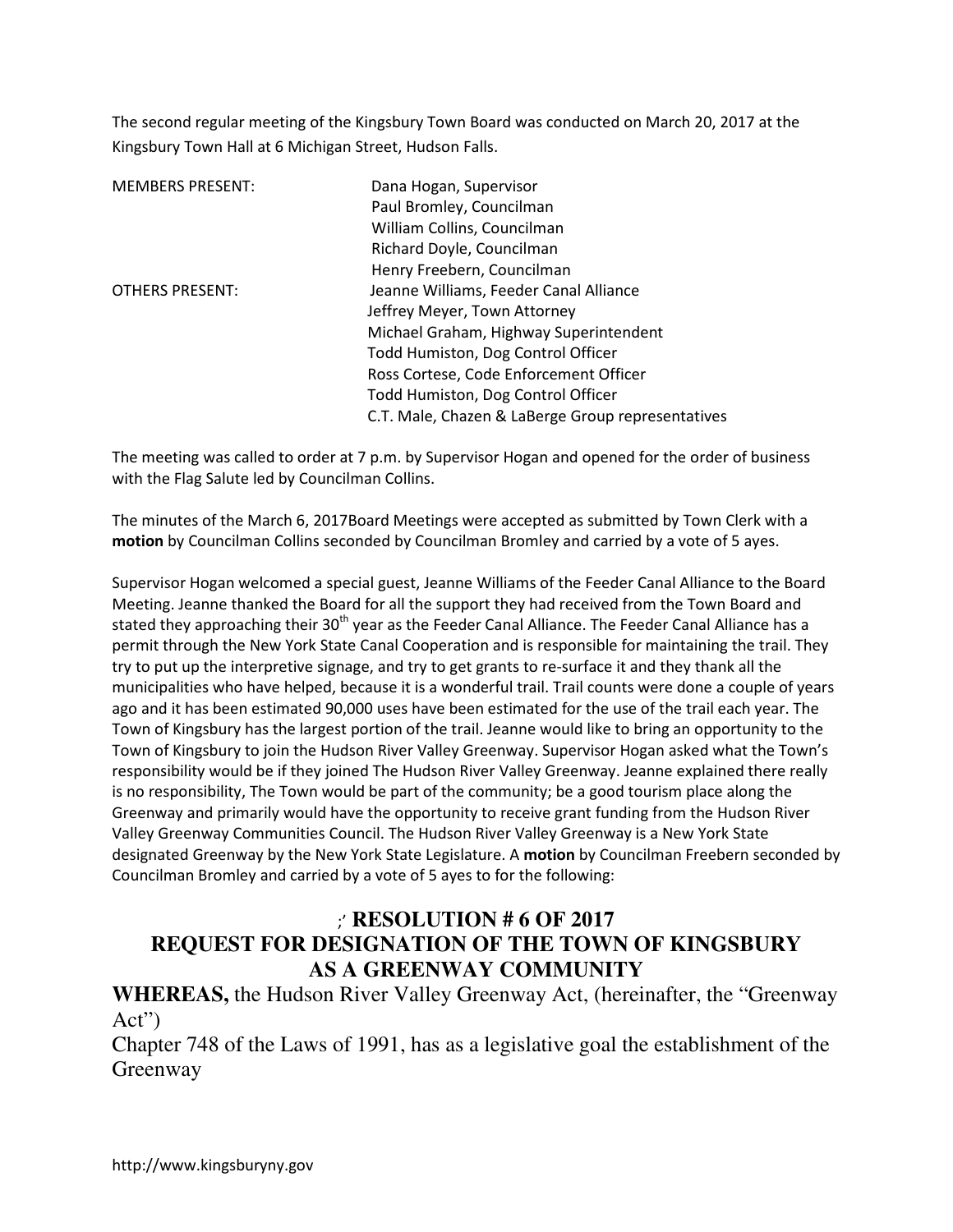The second regular meeting of the Kingsbury Town Board was conducted on March 20, 2017 at the Kingsbury Town Hall at 6 Michigan Street, Hudson Falls.

| | |
|---|---|
| MEMBERS PRESENT: | Dana Hogan, Supervisor |
| | Paul Bromley, Councilman |
| | William Collins, Councilman |
| | Richard Doyle, Councilman |
| | Henry Freebern, Councilman |
| OTHERS PRESENT: | Jeanne Williams, Feeder Canal Alliance |
| | Jeffrey Meyer, Town Attorney |
| | Michael Graham, Highway Superintendent |
| | Todd Humiston, Dog Control Officer |
| | Ross Cortese, Code Enforcement Officer |
| | Todd Humiston, Dog Control Officer |
| | C.T. Male, Chazen & LaBerge Group representatives |

The meeting was called to order at 7 p.m. by Supervisor Hogan and opened for the order of business with the Flag Salute led by Councilman Collins.

The minutes of the March 6, 2017Board Meetings were accepted as submitted by Town Clerk with a **motion** by Councilman Collins seconded by Councilman Bromley and carried by a vote of 5 ayes.

Supervisor Hogan welcomed a special guest, Jeanne Williams of the Feeder Canal Alliance to the Board Meeting. Jeanne thanked the Board for all the support they had received from the Town Board and stated they approaching their 30th year as the Feeder Canal Alliance. The Feeder Canal Alliance has a permit through the New York State Canal Cooperation and is responsible for maintaining the trail. They try to put up the interpretive signage, and try to get grants to re-surface it and they thank all the municipalities who have helped, because it is a wonderful trail. Trail counts were done a couple of years ago and it has been estimated 90,000 uses have been estimated for the use of the trail each year. The Town of Kingsbury has the largest portion of the trail. Jeanne would like to bring an opportunity to the Town of Kingsbury to join the Hudson River Valley Greenway. Supervisor Hogan asked what the Town's responsibility would be if they joined The Hudson River Valley Greenway. Jeanne explained there really is no responsibility, The Town would be part of the community; be a good tourism place along the Greenway and primarily would have the opportunity to receive grant funding from the Hudson River Valley Greenway Communities Council. The Hudson River Valley Greenway is a New York State designated Greenway by the New York State Legislature. A **motion** by Councilman Freebern seconded by Councilman Bromley and carried by a vote of 5 ayes to for the following:

## ;' RESOLUTION # 6 OF 2017
## REQUEST FOR DESIGNATION OF THE TOWN OF KINGSBURY AS A GREENWAY COMMUNITY

**WHEREAS,** the Hudson River Valley Greenway Act, (hereinafter, the "Greenway Act")
Chapter 748 of the Laws of 1991, has as a legislative goal the establishment of the Greenway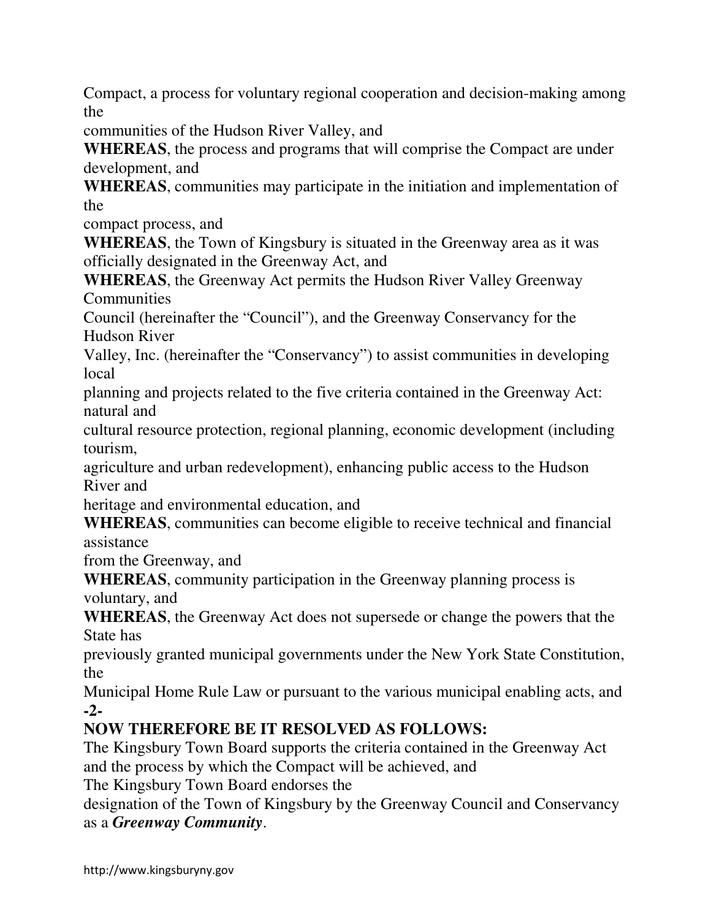Compact, a process for voluntary regional cooperation and decision-making among the communities of the Hudson River Valley, and

**WHEREAS**, the process and programs that will comprise the Compact are under development, and

**WHEREAS**, communities may participate in the initiation and implementation of the compact process, and

**WHEREAS**, the Town of Kingsbury is situated in the Greenway area as it was officially designated in the Greenway Act, and

**WHEREAS**, the Greenway Act permits the Hudson River Valley Greenway Communities Council (hereinafter the "Council"), and the Greenway Conservancy for the Hudson River Valley, Inc. (hereinafter the "Conservancy") to assist communities in developing local planning and projects related to the five criteria contained in the Greenway Act: natural and cultural resource protection, regional planning, economic development (including tourism, agriculture and urban redevelopment), enhancing public access to the Hudson River and heritage and environmental education, and

**WHEREAS**, communities can become eligible to receive technical and financial assistance from the Greenway, and

**WHEREAS**, community participation in the Greenway planning process is voluntary, and

**WHEREAS**, the Greenway Act does not supersede or change the powers that the State has previously granted municipal governments under the New York State Constitution, the Municipal Home Rule Law or pursuant to the various municipal enabling acts, and

**-2-**

**NOW THEREFORE BE IT RESOLVED AS FOLLOWS:**

The Kingsbury Town Board supports the criteria contained in the Greenway Act and the process by which the Compact will be achieved, and

The Kingsbury Town Board endorses the designation of the Town of Kingsbury by the Greenway Council and Conservancy as a ***Greenway Community***.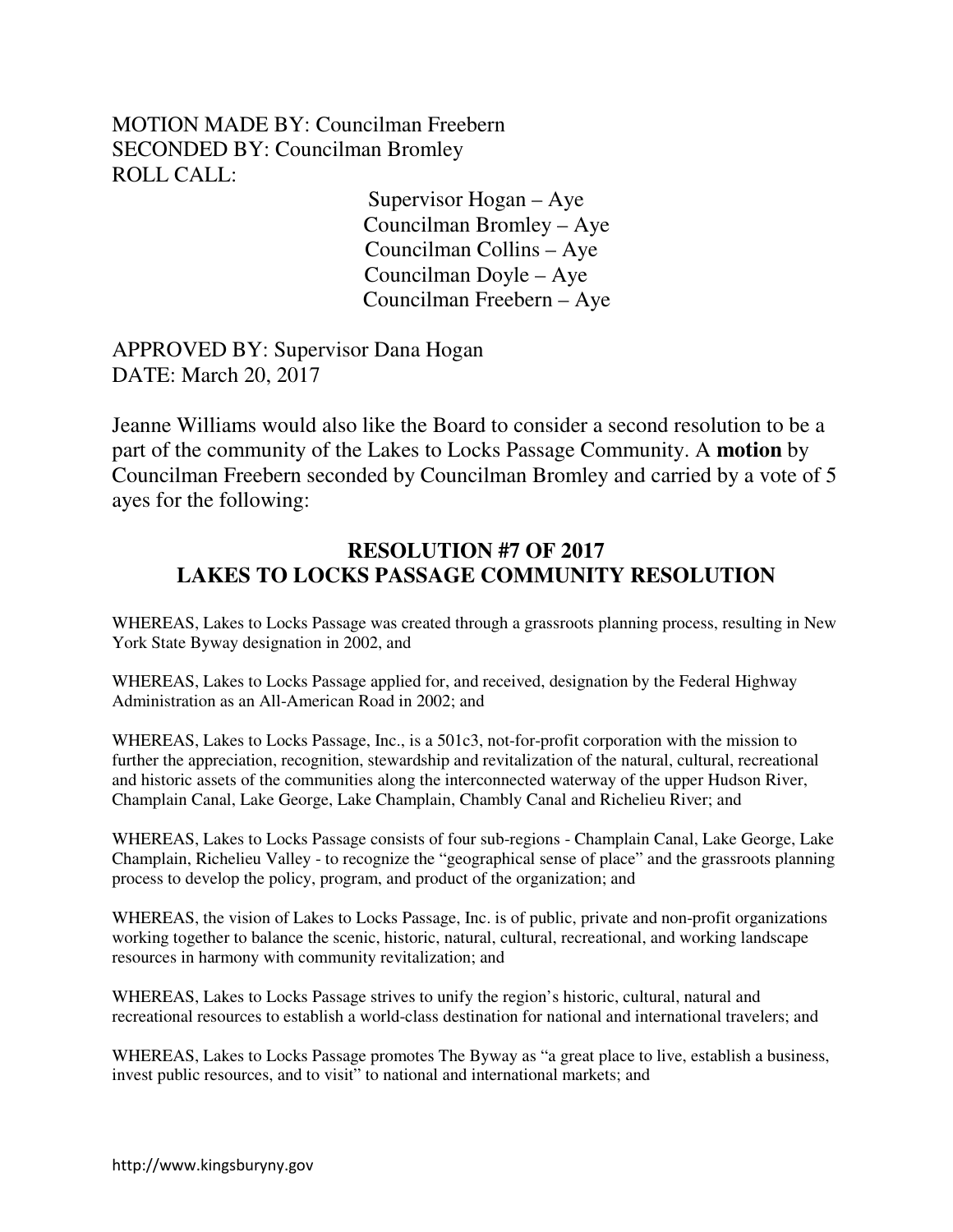MOTION MADE BY: Councilman Freebern
SECONDED BY: Councilman Bromley
ROLL CALL:

Supervisor Hogan – Aye
Councilman Bromley – Aye
Councilman Collins – Aye
Councilman Doyle – Aye
Councilman Freebern – Aye

APPROVED BY: Supervisor Dana Hogan
DATE: March 20, 2017

Jeanne Williams would also like the Board to consider a second resolution to be a part of the community of the Lakes to Locks Passage Community. A **motion** by Councilman Freebern seconded by Councilman Bromley and carried by a vote of 5 ayes for the following:

## RESOLUTION #7 OF 2017
## LAKES TO LOCKS PASSAGE COMMUNITY RESOLUTION

WHEREAS, Lakes to Locks Passage was created through a grassroots planning process, resulting in New York State Byway designation in 2002, and

WHEREAS, Lakes to Locks Passage applied for, and received, designation by the Federal Highway Administration as an All-American Road in 2002; and

WHEREAS, Lakes to Locks Passage, Inc., is a 501c3, not-for-profit corporation with the mission to further the appreciation, recognition, stewardship and revitalization of the natural, cultural, recreational and historic assets of the communities along the interconnected waterway of the upper Hudson River, Champlain Canal, Lake George, Lake Champlain, Chambly Canal and Richelieu River; and

WHEREAS, Lakes to Locks Passage consists of four sub-regions - Champlain Canal, Lake George, Lake Champlain, Richelieu Valley - to recognize the "geographical sense of place" and the grassroots planning process to develop the policy, program, and product of the organization; and

WHEREAS, the vision of Lakes to Locks Passage, Inc. is of public, private and non-profit organizations working together to balance the scenic, historic, natural, cultural, recreational, and working landscape resources in harmony with community revitalization; and

WHEREAS, Lakes to Locks Passage strives to unify the region's historic, cultural, natural and recreational resources to establish a world-class destination for national and international travelers; and

WHEREAS, Lakes to Locks Passage promotes The Byway as "a great place to live, establish a business, invest public resources, and to visit" to national and international markets; and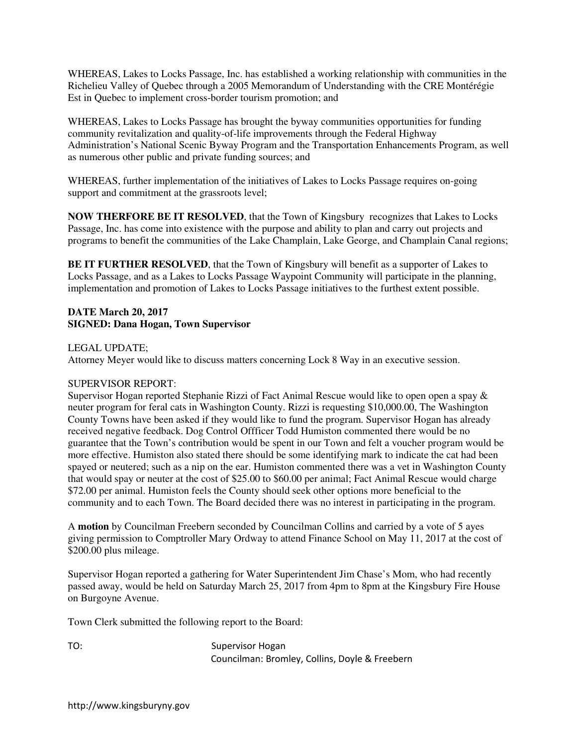WHEREAS, Lakes to Locks Passage, Inc. has established a working relationship with communities in the Richelieu Valley of Quebec through a 2005 Memorandum of Understanding with the CRE Montérégie Est in Quebec to implement cross-border tourism promotion; and

WHEREAS, Lakes to Locks Passage has brought the byway communities opportunities for funding community revitalization and quality-of-life improvements through the Federal Highway Administration's National Scenic Byway Program and the Transportation Enhancements Program, as well as numerous other public and private funding sources; and

WHEREAS, further implementation of the initiatives of Lakes to Locks Passage requires on-going support and commitment at the grassroots level;

**NOW THERFORE BE IT RESOLVED**, that the Town of Kingsbury recognizes that Lakes to Locks Passage, Inc. has come into existence with the purpose and ability to plan and carry out projects and programs to benefit the communities of the Lake Champlain, Lake George, and Champlain Canal regions;

**BE IT FURTHER RESOLVED**, that the Town of Kingsbury will benefit as a supporter of Lakes to Locks Passage, and as a Lakes to Locks Passage Waypoint Community will participate in the planning, implementation and promotion of Lakes to Locks Passage initiatives to the furthest extent possible.

**DATE March 20, 2017**
**SIGNED: Dana Hogan, Town Supervisor**

LEGAL UPDATE;
Attorney Meyer would like to discuss matters concerning Lock 8 Way in an executive session.

SUPERVISOR REPORT:
Supervisor Hogan reported Stephanie Rizzi of Fact Animal Rescue would like to open open a spay & neuter program for feral cats in Washington County. Rizzi is requesting $10,000.00, The Washington County Towns have been asked if they would like to fund the program. Supervisor Hogan has already received negative feedback. Dog Control Offficer Todd Humiston commented there would be no guarantee that the Town's contribution would be spent in our Town and felt a voucher program would be more effective. Humiston also stated there should be some identifying mark to indicate the cat had been spayed or neutered; such as a nip on the ear. Humiston commented there was a vet in Washington County that would spay or neuter at the cost of $25.00 to $60.00 per animal; Fact Animal Rescue would charge $72.00 per animal. Humiston feels the County should seek other options more beneficial to the community and to each Town. The Board decided there was no interest in participating in the program.

A **motion** by Councilman Freebern seconded by Councilman Collins and carried by a vote of 5 ayes giving permission to Comptroller Mary Ordway to attend Finance School on May 11, 2017 at the cost of $200.00 plus mileage.

Supervisor Hogan reported a gathering for Water Superintendent Jim Chase's Mom, who had recently passed away, would be held on Saturday March 25, 2017 from 4pm to 8pm at the Kingsbury Fire House on Burgoyne Avenue.

Town Clerk submitted the following report to the Board:

TO: Supervisor Hogan
Councilman: Bromley, Collins, Doyle & Freebern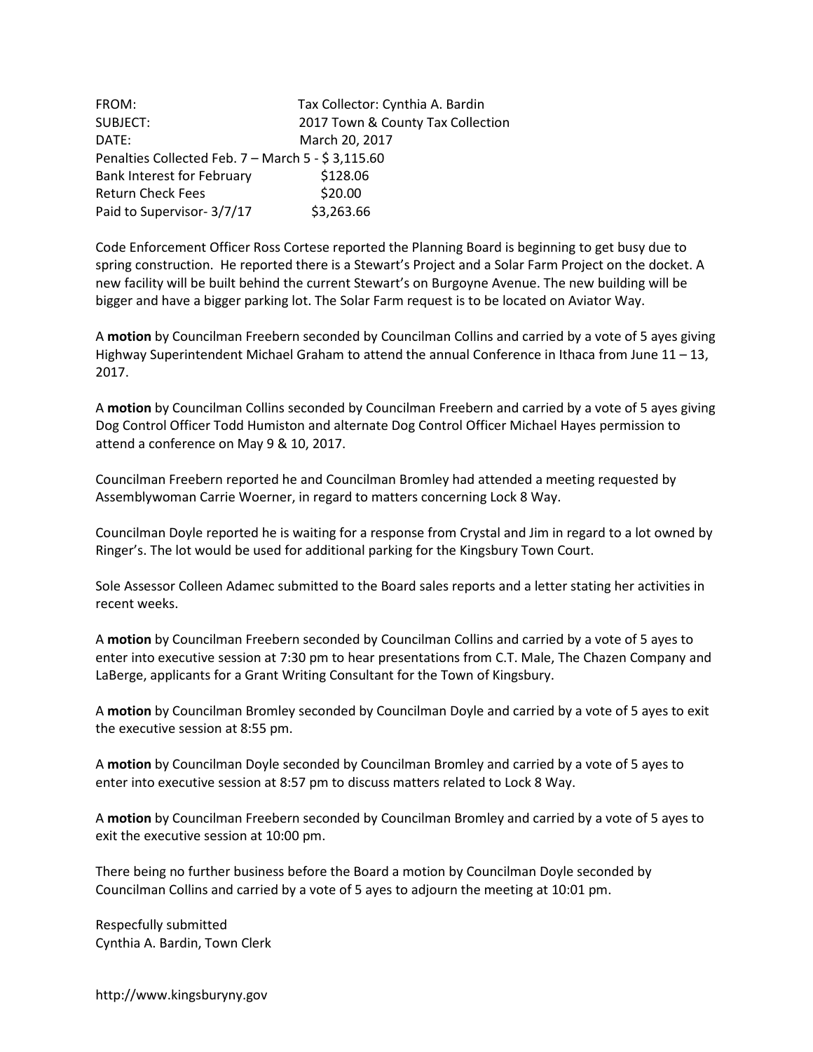FROM: Tax Collector: Cynthia A. Bardin
SUBJECT: 2017 Town & County Tax Collection
DATE: March 20, 2017

Penalties Collected Feb. 7 – March 5 - $ 3,115.60
Bank Interest for February $128.06
Return Check Fees $20.00
Paid to Supervisor- 3/7/17 $3,263.66

Code Enforcement Officer Ross Cortese reported the Planning Board is beginning to get busy due to spring construction. He reported there is a Stewart's Project and a Solar Farm Project on the docket. A new facility will be built behind the current Stewart's on Burgoyne Avenue. The new building will be bigger and have a bigger parking lot. The Solar Farm request is to be located on Aviator Way.

A **motion** by Councilman Freebern seconded by Councilman Collins and carried by a vote of 5 ayes giving Highway Superintendent Michael Graham to attend the annual Conference in Ithaca from June 11 – 13, 2017.

A **motion** by Councilman Collins seconded by Councilman Freebern and carried by a vote of 5 ayes giving Dog Control Officer Todd Humiston and alternate Dog Control Officer Michael Hayes permission to attend a conference on May 9 & 10, 2017.

Councilman Freebern reported he and Councilman Bromley had attended a meeting requested by Assemblywoman Carrie Woerner, in regard to matters concerning Lock 8 Way.

Councilman Doyle reported he is waiting for a response from Crystal and Jim in regard to a lot owned by Ringer's. The lot would be used for additional parking for the Kingsbury Town Court.

Sole Assessor Colleen Adamec submitted to the Board sales reports and a letter stating her activities in recent weeks.

A **motion** by Councilman Freebern seconded by Councilman Collins and carried by a vote of 5 ayes to enter into executive session at 7:30 pm to hear presentations from C.T. Male, The Chazen Company and LaBerge, applicants for a Grant Writing Consultant for the Town of Kingsbury.

A **motion** by Councilman Bromley seconded by Councilman Doyle and carried by a vote of 5 ayes to exit the executive session at 8:55 pm.

A **motion** by Councilman Doyle seconded by Councilman Bromley and carried by a vote of 5 ayes to enter into executive session at 8:57 pm to discuss matters related to Lock 8 Way.

A **motion** by Councilman Freebern seconded by Councilman Bromley and carried by a vote of 5 ayes to exit the executive session at 10:00 pm.

There being no further business before the Board a motion by Councilman Doyle seconded by Councilman Collins and carried by a vote of 5 ayes to adjourn the meeting at 10:01 pm.

Respecfully submitted
Cynthia A. Bardin, Town Clerk

http://www.kingsburyny.gov